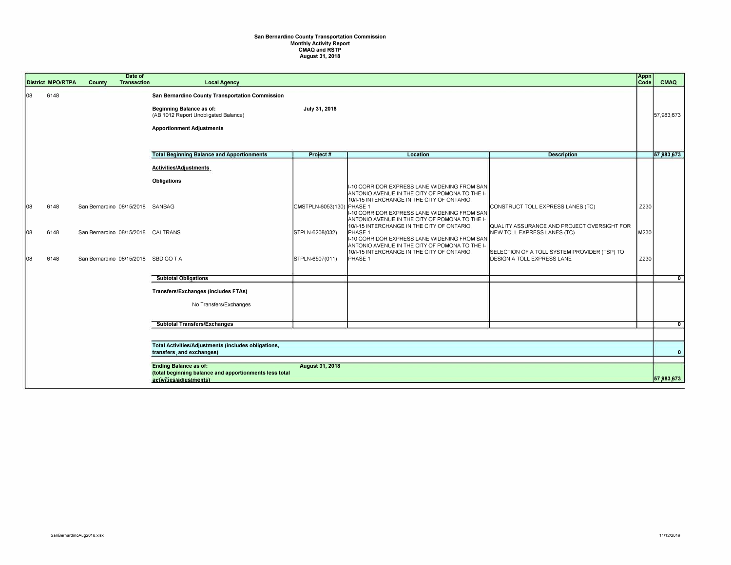San Bernardino County Transportation Commission
Monthly Activity Report
CMAQ and RSTP
August 31, 2018

| District | MPO/RTPA | County | Date of Transaction | Local Agency | Project # | Location | Description | Appn Code | CMAQ |
|---|---|---|---|---|---|---|---|---|---|
| 08 | 6148 | | | **San Bernardino County Transportation Commission** | | | | | |
| | | | | **Beginning Balance as of:** July 31, 2018 (AB 1012 Report Unobligated Balance) | | | | | 57,983,673 |
| | | | | **Apportionment Adjustments** | | | | | |
| | | | | **Total Beginning Balance and Apportionments** | **Project #** | **Location** | **Description** | | **57,983,673** |
| | | | | **Activities/Adjustments** | | | | | |
| | | | | **Obligations** | | | | | |
| 08 | 6148 | San Bernardino | 08/15/2018 | SANBAG | CMSTPLN-6053(130) | I-10 CORRIDOR EXPRESS LANE WIDENING FROM SAN ANTONIO AVENUE IN THE CITY OF POMONA TO THE I-10/I-15 INTERCHANGE IN THE CITY OF ONTARIO, PHASE 1 | CONSTRUCT TOLL EXPRESS LANES (TC) | Z230 | |
| 08 | 6148 | San Bernardino | 08/15/2018 | CALTRANS | STPLN-6208(032) | I-10 CORRIDOR EXPRESS LANE WIDENING FROM SAN ANTONIO AVENUE IN THE CITY OF POMONA TO THE I-10/I-15 INTERCHANGE IN THE CITY OF ONTARIO, PHASE 1 | QUALITY ASSURANCE AND PROJECT OVERSIGHT FOR NEW TOLL EXPRESS LANES (TC) | M230 | |
| 08 | 6148 | San Bernardino | 08/15/2018 | SBD CO T A | STPLN-6507(011) | I-10 CORRIDOR EXPRESS LANE WIDENING FROM SAN ANTONIO AVENUE IN THE CITY OF POMONA TO THE I-10/I-15 INTERCHANGE IN THE CITY OF ONTARIO, PHASE 1 | SELECTION OF A TOLL SYSTEM PROVIDER (TSP) TO DESIGN A TOLL EXPRESS LANE | Z230 | |
| | | | | **Subtotal Obligations** | | | | | **0** |
| | | | | **Transfers/Exchanges (includes FTAs)** | | | | | |
| | | | | No Transfers/Exchanges | | | | | |
| | | | | **Subtotal Transfers/Exchanges** | | | | | **0** |
| | | | | **Total Activities/Adjustments (includes obligations, transfers, and exchanges)** | | | | | **0** |
| | | | | **Ending Balance as of:** August 31, 2018 (total beginning balance and apportionments less total activities/adjustments) | | | | | **57,983,673** |

SanBernardinoAug2018.xlsx

11/12/2019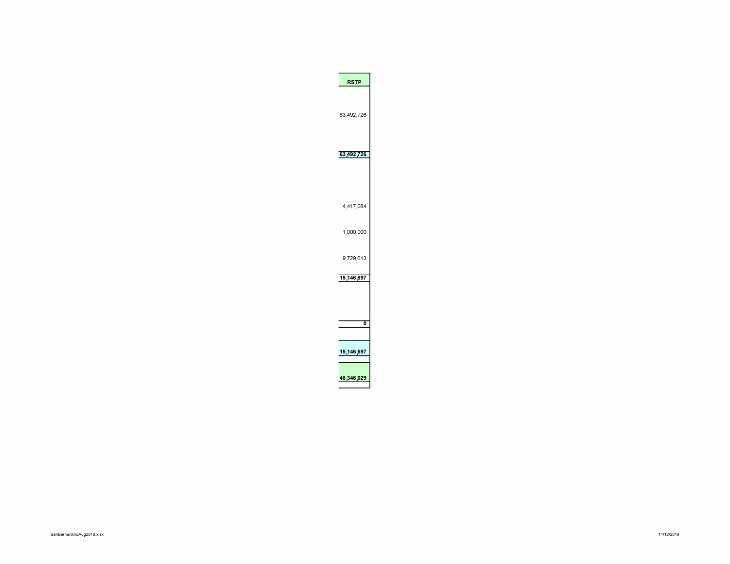| RSTP |
| --- |
| 63,492,726 |
| **63,492,726** |
| 4,417,084 |
| 1,000,000 |
| 9,729,613 |
| **15,146,697** |
| **0** |
| **15,146,697** |
| **48,346,029** |